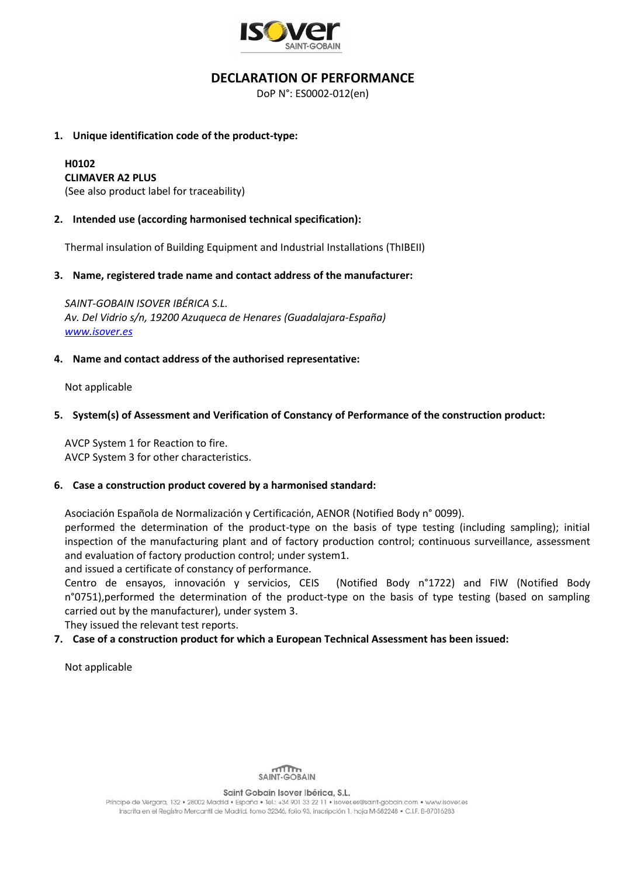# DECLARATION OF PERFORMANCE

DoP N°: ES0002-012(en)

1. **Unique identification code of the product-type:**

   **H0102**
   **CLIMAVER A2 PLUS**
   (See also product label for traceability)

2. **Intended use (according harmonised technical specification):**

   Thermal insulation of Building Equipment and Industrial Installations (ThIBEII)

3. **Name, registered trade name and contact address of the manufacturer:**

   *SAINT-GOBAIN ISOVER IBÉRICA S.L.*
   *Av. Del Vidrio s/n, 19200 Azuqueca de Henares (Guadalajara-España)*
   *www.isover.es*

4. **Name and contact address of the authorised representative:**

   Not applicable

5. **System(s) of Assessment and Verification of Constancy of Performance of the construction product:**

   AVCP System 1 for Reaction to fire.
   AVCP System 3 for other characteristics.

6. **Case a construction product covered by a harmonised standard:**

   Asociación Española de Normalización y Certificación, AENOR (Notified Body n° 0099).
   performed the determination of the product-type on the basis of type testing (including sampling); initial inspection of the manufacturing plant and of factory production control; continuous surveillance, assessment and evaluation of factory production control; under system1.
   and issued a certificate of constancy of performance.
   Centro de ensayos, innovación y servicios, CEIS (Notified Body n°1722) and FIW (Notified Body n°0751),performed the determination of the product-type on the basis of type testing (based on sampling carried out by the manufacturer), under system 3.
   They issued the relevant test reports.

7. **Case of a construction product for which a European Technical Assessment has been issued:**

   Not applicable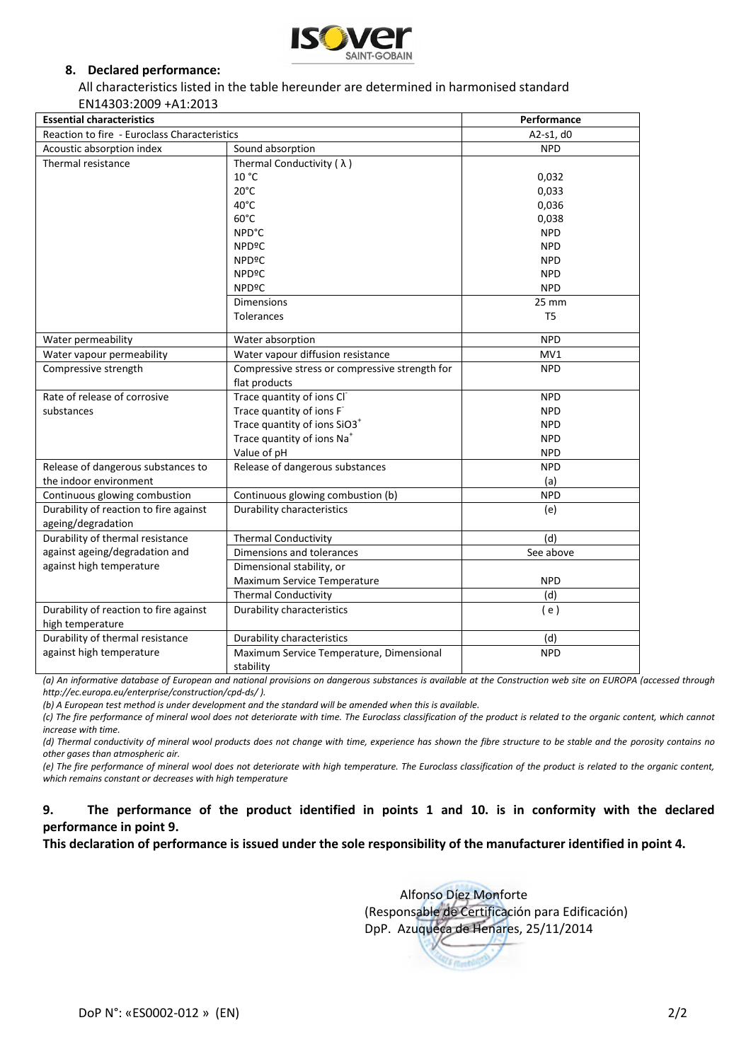## 8. Declared performance:

All characteristics listed in the table hereunder are determined in harmonised standard EN14303:2009 +A1:2013

| Essential characteristics | | Performance |
|---|---|---|
| Reaction to fire - Euroclass Characteristics | | A2-s1, d0 |
| Acoustic absorption index | Sound absorption | NPD |
| Thermal resistance | Thermal Conductivity ( λ ) | |
| | 10 °C | 0,032 |
| | 20°C | 0,033 |
| | 40°C | 0,036 |
| | 60°C | 0,038 |
| | NPD°C | NPD |
| | NPDºC | NPD |
| | NPDºC | NPD |
| | NPDºC | NPD |
| | NPDºC | NPD |
| | Dimensions | 25 mm |
| | Tolerances | T5 |
| Water permeability | Water absorption | NPD |
| Water vapour permeability | Water vapour diffusion resistance | MV1 |
| Compressive strength | Compressive stress or compressive strength for flat products | NPD |
| Rate of release of corrosive substances | Trace quantity of ions $Cl^{-}$ | NPD |
| | Trace quantity of ions $F^{-}$ | NPD |
| | Trace quantity of ions $SiO3^{+}$ | NPD |
| | Trace quantity of ions $Na^{+}$ | NPD |
| | Value of pH | NPD |
| Release of dangerous substances to the indoor environment | Release of dangerous substances | NPD (a) |
| Continuous glowing combustion | Continuous glowing combustion (b) | NPD |
| Durability of reaction to fire against ageing/degradation | Durability characteristics | (e) |
| Durability of thermal resistance against ageing/degradation and against high temperature | Thermal Conductivity | (d) |
| | Dimensions and tolerances | See above |
| | Dimensional stability, or Maximum Service Temperature | NPD |
| | Thermal Conductivity | (d) |
| Durability of reaction to fire against high temperature | Durability characteristics | ( e ) |
| Durability of thermal resistance against high temperature | Durability characteristics | (d) |
| | Maximum Service Temperature, Dimensional stability | NPD |

*(a) An informative database of European and national provisions on dangerous substances is available at the Construction web site on EUROPA (accessed through http://ec.europa.eu/enterprise/construction/cpd-ds/ ).*

*(b) A European test method is under development and the standard will be amended when this is available.*

*(c) The fire performance of mineral wool does not deteriorate with time. The Euroclass classification of the product is related to the organic content, which cannot increase with time.*

*(d) Thermal conductivity of mineral wool products does not change with time, experience has shown the fibre structure to be stable and the porosity contains no other gases than atmospheric air.*

*(e) The fire performance of mineral wool does not deteriorate with high temperature. The Euroclass classification of the product is related to the organic content, which remains constant or decreases with high temperature*

**9. The performance of the product identified in points 1 and 10. is in conformity with the declared performance in point 9.**

**This declaration of performance is issued under the sole responsibility of the manufacturer identified in point 4.**

Alfonso Díez Monforte
(Responsable de Certificación para Edificación)
DpP. Azuqueca de Henares, 25/11/2014

DoP N°: «ES0002-012 » (EN)